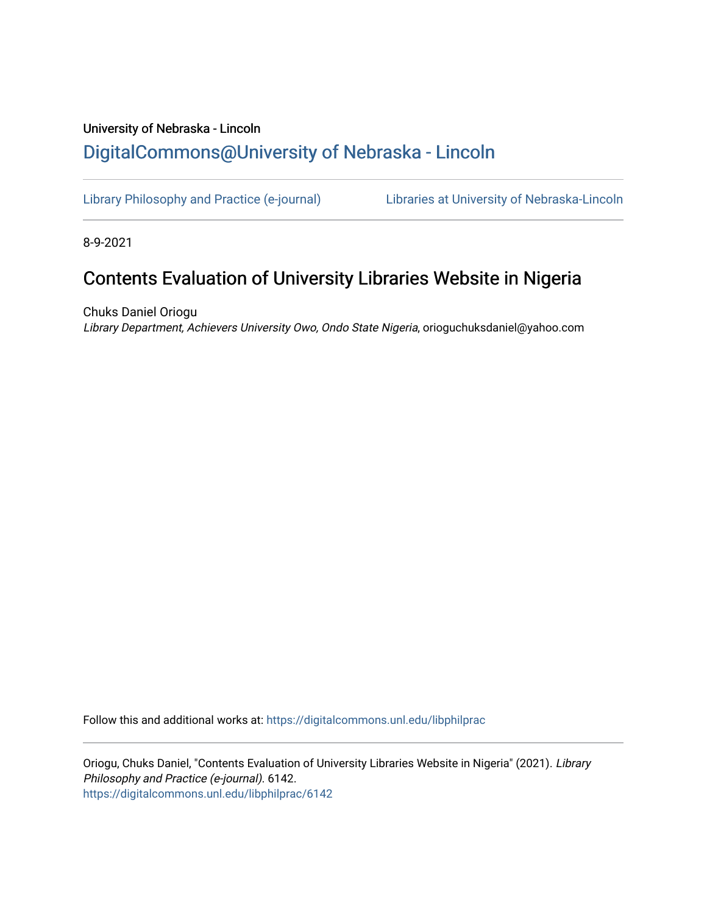University of Nebraska - Lincoln

# DigitalCommons@University of Nebraska - Lincoln

Library Philosophy and Practice (e-journal) | Libraries at University of Nebraska-Lincoln

8-9-2021

## Contents Evaluation of University Libraries Website in Nigeria

Chuks Daniel Oriogu
*Library Department, Achievers University Owo, Ondo State Nigeria*, orioguchuksdaniel@yahoo.com

Follow this and additional works at: https://digitalcommons.unl.edu/libphilprac

Oriogu, Chuks Daniel, "Contents Evaluation of University Libraries Website in Nigeria" (2021). *Library Philosophy and Practice (e-journal)*. 6142.
https://digitalcommons.unl.edu/libphilprac/6142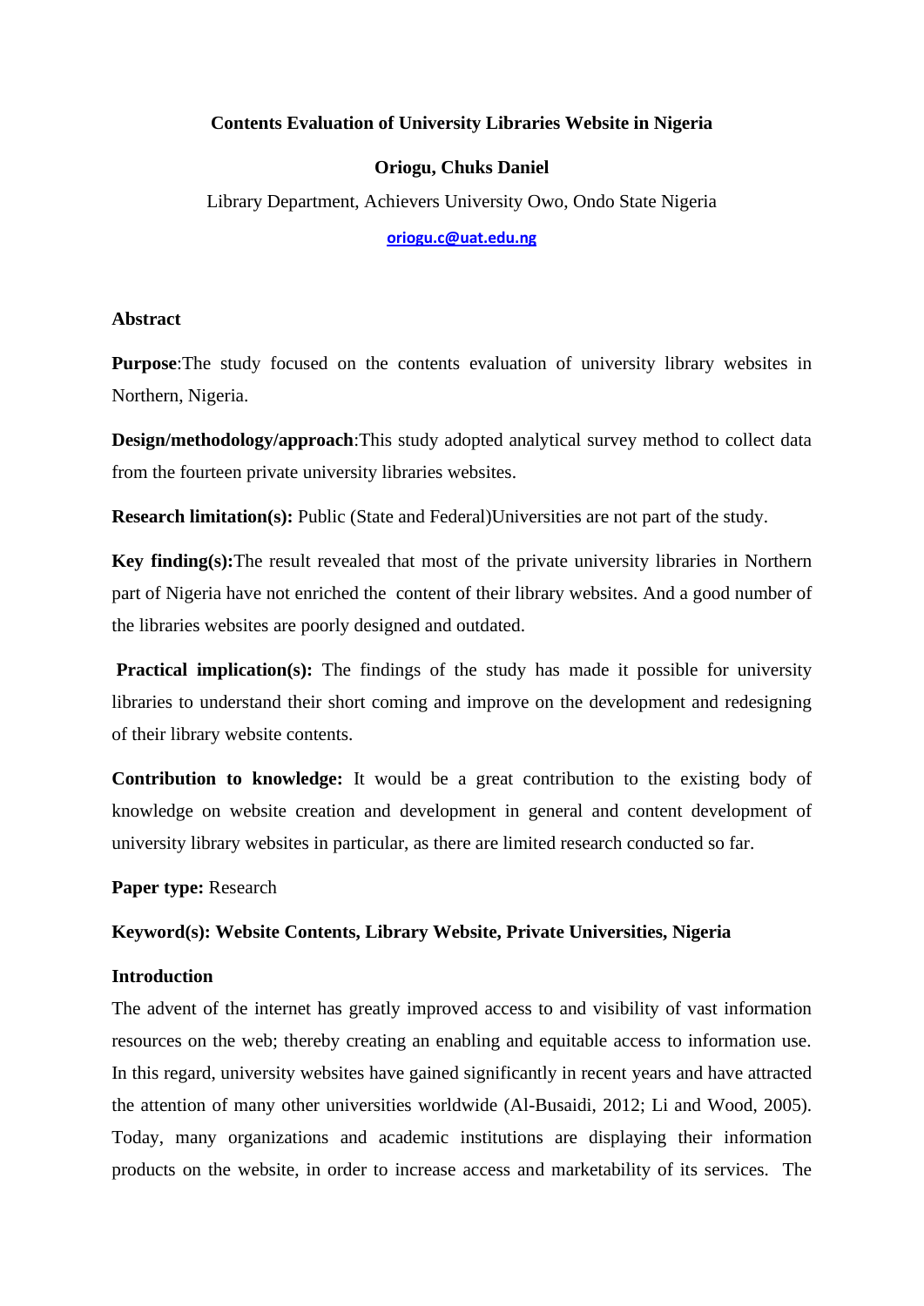**Contents Evaluation of University Libraries Website in Nigeria**

**Oriogu, Chuks Daniel**

Library Department, Achievers University Owo, Ondo State Nigeria

oriogu.c@uat.edu.ng

**Abstract**

**Purpose**:The study focused on the contents evaluation of university library websites in Northern, Nigeria.

**Design/methodology/approach**:This study adopted analytical survey method to collect data from the fourteen private university libraries websites.

**Research limitation(s):** Public (State and Federal)Universities are not part of the study.

**Key finding(s):**The result revealed that most of the private university libraries in Northern part of Nigeria have not enriched the content of their library websites. And a good number of the libraries websites are poorly designed and outdated.

**Practical implication(s):** The findings of the study has made it possible for university libraries to understand their short coming and improve on the development and redesigning of their library website contents.

**Contribution to knowledge:** It would be a great contribution to the existing body of knowledge on website creation and development in general and content development of university library websites in particular, as there are limited research conducted so far.

**Paper type:** Research

**Keyword(s): Website Contents, Library Website, Private Universities, Nigeria**

**Introduction**

The advent of the internet has greatly improved access to and visibility of vast information resources on the web; thereby creating an enabling and equitable access to information use. In this regard, university websites have gained significantly in recent years and have attracted the attention of many other universities worldwide (Al-Busaidi, 2012; Li and Wood, 2005). Today, many organizations and academic institutions are displaying their information products on the website, in order to increase access and marketability of its services. The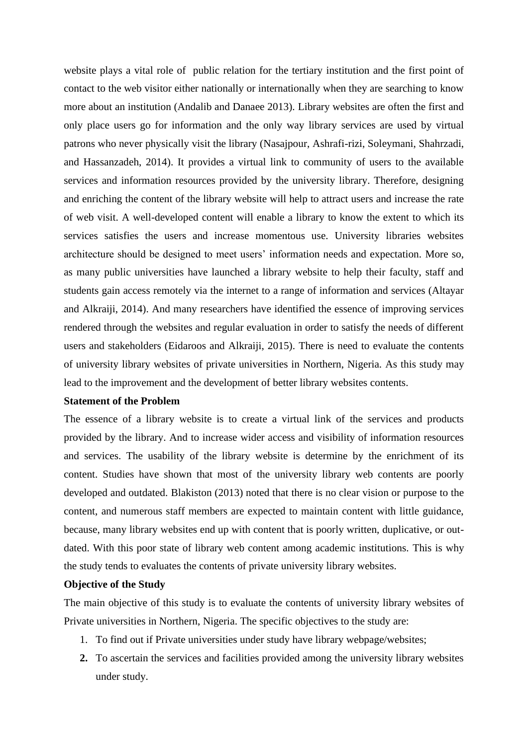website plays a vital role of public relation for the tertiary institution and the first point of contact to the web visitor either nationally or internationally when they are searching to know more about an institution (Andalib and Danaee 2013). Library websites are often the first and only place users go for information and the only way library services are used by virtual patrons who never physically visit the library (Nasajpour, Ashrafi-rizi, Soleymani, Shahrzadi, and Hassanzadeh, 2014). It provides a virtual link to community of users to the available services and information resources provided by the university library. Therefore, designing and enriching the content of the library website will help to attract users and increase the rate of web visit. A well-developed content will enable a library to know the extent to which its services satisfies the users and increase momentous use. University libraries websites architecture should be designed to meet users' information needs and expectation. More so, as many public universities have launched a library website to help their faculty, staff and students gain access remotely via the internet to a range of information and services (Altayar and Alkraiji, 2014). And many researchers have identified the essence of improving services rendered through the websites and regular evaluation in order to satisfy the needs of different users and stakeholders (Eidaroos and Alkraiji, 2015). There is need to evaluate the contents of university library websites of private universities in Northern, Nigeria. As this study may lead to the improvement and the development of better library websites contents.

**Statement of the Problem**

The essence of a library website is to create a virtual link of the services and products provided by the library. And to increase wider access and visibility of information resources and services. The usability of the library website is determine by the enrichment of its content. Studies have shown that most of the university library web contents are poorly developed and outdated. Blakiston (2013) noted that there is no clear vision or purpose to the content, and numerous staff members are expected to maintain content with little guidance, because, many library websites end up with content that is poorly written, duplicative, or out-dated. With this poor state of library web content among academic institutions. This is why the study tends to evaluates the contents of private university library websites.

**Objective of the Study**

The main objective of this study is to evaluate the contents of university library websites of Private universities in Northern, Nigeria. The specific objectives to the study are:

1. To find out if Private universities under study have library webpage/websites;
2. To ascertain the services and facilities provided among the university library websites under study.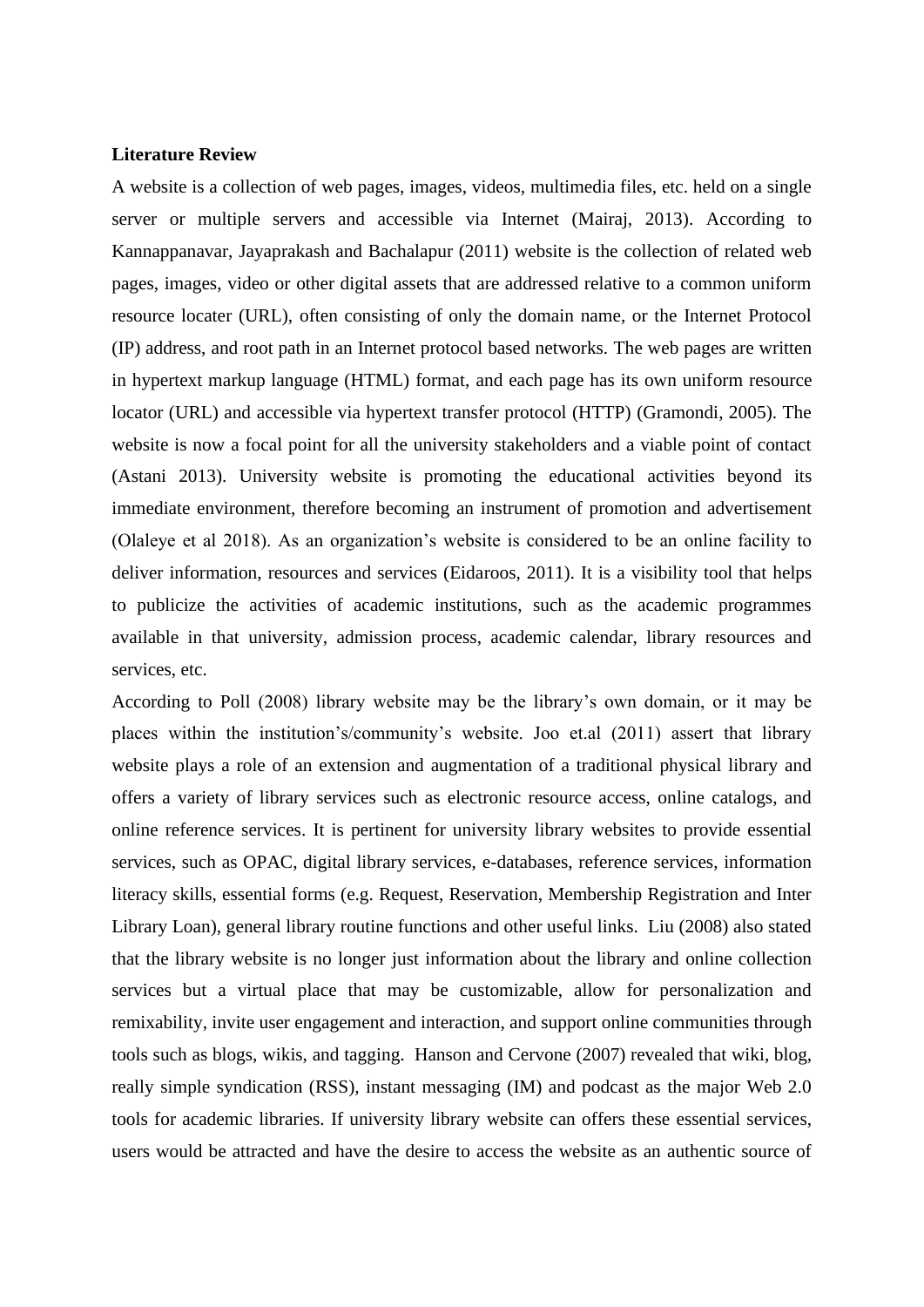**Literature Review**

A website is a collection of web pages, images, videos, multimedia files, etc. held on a single server or multiple servers and accessible via Internet (Mairaj, 2013). According to Kannappanavar, Jayaprakash and Bachalapur (2011) website is the collection of related web pages, images, video or other digital assets that are addressed relative to a common uniform resource locater (URL), often consisting of only the domain name, or the Internet Protocol (IP) address, and root path in an Internet protocol based networks. The web pages are written in hypertext markup language (HTML) format, and each page has its own uniform resource locator (URL) and accessible via hypertext transfer protocol (HTTP) (Gramondi, 2005). The website is now a focal point for all the university stakeholders and a viable point of contact (Astani 2013). University website is promoting the educational activities beyond its immediate environment, therefore becoming an instrument of promotion and advertisement (Olaleye et al 2018). As an organization's website is considered to be an online facility to deliver information, resources and services (Eidaroos, 2011). It is a visibility tool that helps to publicize the activities of academic institutions, such as the academic programmes available in that university, admission process, academic calendar, library resources and services, etc.

According to Poll (2008) library website may be the library's own domain, or it may be places within the institution's/community's website. Joo et.al (2011) assert that library website plays a role of an extension and augmentation of a traditional physical library and offers a variety of library services such as electronic resource access, online catalogs, and online reference services. It is pertinent for university library websites to provide essential services, such as OPAC, digital library services, e-databases, reference services, information literacy skills, essential forms (e.g. Request, Reservation, Membership Registration and Inter Library Loan), general library routine functions and other useful links. Liu (2008) also stated that the library website is no longer just information about the library and online collection services but a virtual place that may be customizable, allow for personalization and remixability, invite user engagement and interaction, and support online communities through tools such as blogs, wikis, and tagging. Hanson and Cervone (2007) revealed that wiki, blog, really simple syndication (RSS), instant messaging (IM) and podcast as the major Web 2.0 tools for academic libraries. If university library website can offers these essential services, users would be attracted and have the desire to access the website as an authentic source of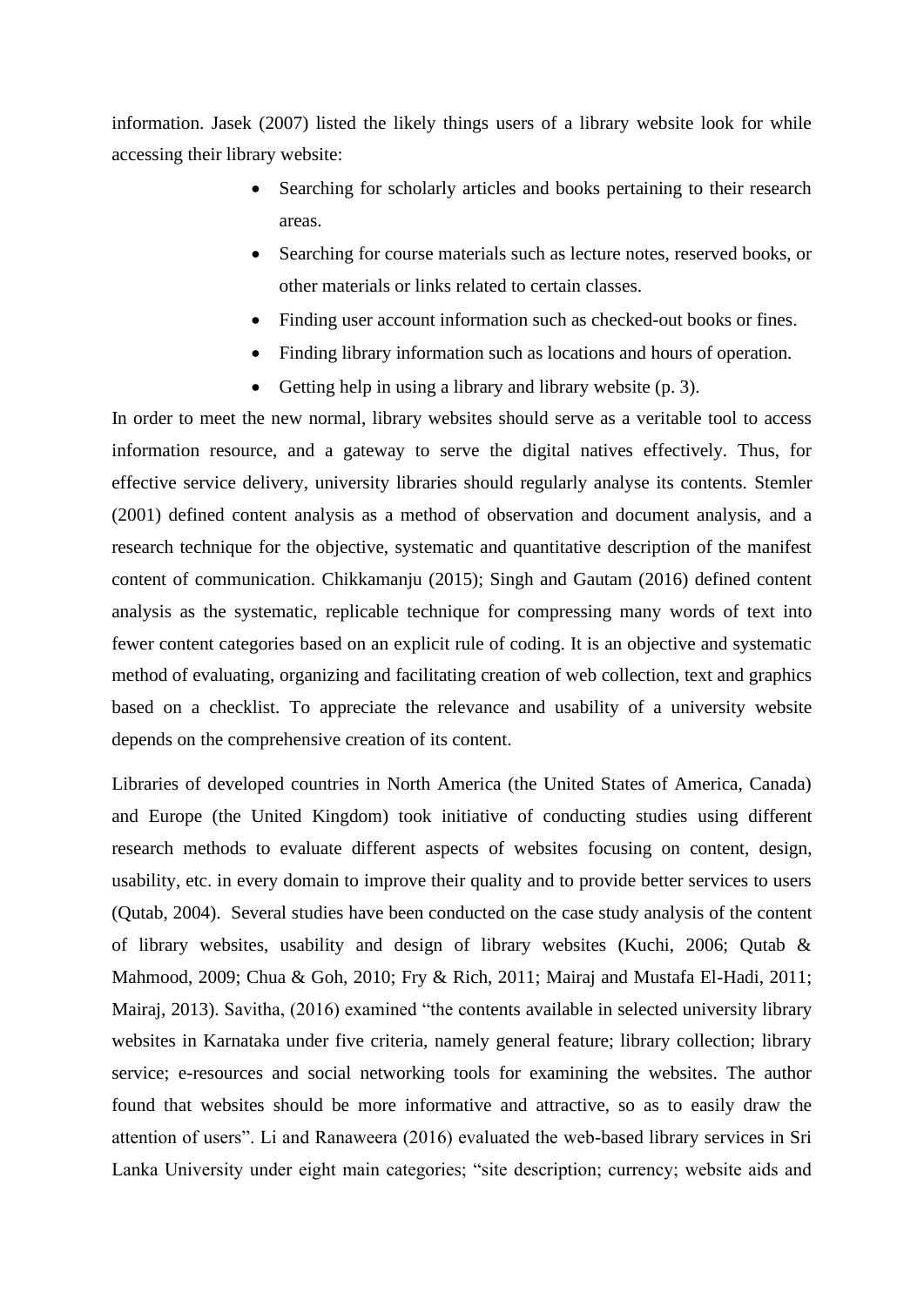information. Jasek (2007) listed the likely things users of a library website look for while accessing their library website:

- Searching for scholarly articles and books pertaining to their research areas.
- Searching for course materials such as lecture notes, reserved books, or other materials or links related to certain classes.
- Finding user account information such as checked-out books or fines.
- Finding library information such as locations and hours of operation.
- Getting help in using a library and library website (p. 3).

In order to meet the new normal, library websites should serve as a veritable tool to access information resource, and a gateway to serve the digital natives effectively. Thus, for effective service delivery, university libraries should regularly analyse its contents. Stemler (2001) defined content analysis as a method of observation and document analysis, and a research technique for the objective, systematic and quantitative description of the manifest content of communication. Chikkamanju (2015); Singh and Gautam (2016) defined content analysis as the systematic, replicable technique for compressing many words of text into fewer content categories based on an explicit rule of coding. It is an objective and systematic method of evaluating, organizing and facilitating creation of web collection, text and graphics based on a checklist. To appreciate the relevance and usability of a university website depends on the comprehensive creation of its content.

Libraries of developed countries in North America (the United States of America, Canada) and Europe (the United Kingdom) took initiative of conducting studies using different research methods to evaluate different aspects of websites focusing on content, design, usability, etc. in every domain to improve their quality and to provide better services to users (Qutab, 2004). Several studies have been conducted on the case study analysis of the content of library websites, usability and design of library websites (Kuchi, 2006; Qutab & Mahmood, 2009; Chua & Goh, 2010; Fry & Rich, 2011; Mairaj and Mustafa El-Hadi, 2011; Mairaj, 2013). Savitha, (2016) examined "the contents available in selected university library websites in Karnataka under five criteria, namely general feature; library collection; library service; e-resources and social networking tools for examining the websites. The author found that websites should be more informative and attractive, so as to easily draw the attention of users". Li and Ranaweera (2016) evaluated the web-based library services in Sri Lanka University under eight main categories; "site description; currency; website aids and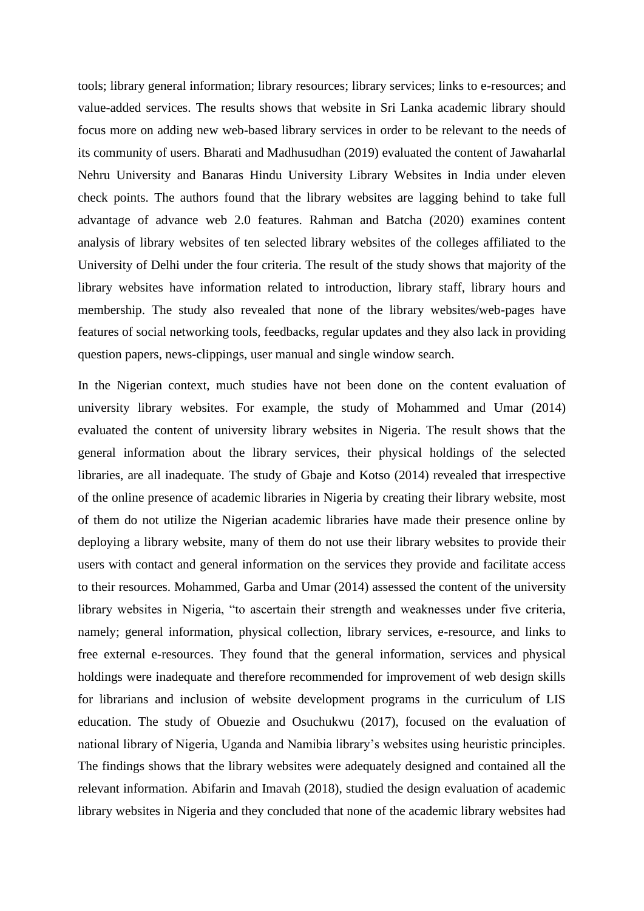tools; library general information; library resources; library services; links to e-resources; and value-added services. The results shows that website in Sri Lanka academic library should focus more on adding new web-based library services in order to be relevant to the needs of its community of users. Bharati and Madhusudhan (2019) evaluated the content of Jawaharlal Nehru University and Banaras Hindu University Library Websites in India under eleven check points. The authors found that the library websites are lagging behind to take full advantage of advance web 2.0 features. Rahman and Batcha (2020) examines content analysis of library websites of ten selected library websites of the colleges affiliated to the University of Delhi under the four criteria. The result of the study shows that majority of the library websites have information related to introduction, library staff, library hours and membership. The study also revealed that none of the library websites/web-pages have features of social networking tools, feedbacks, regular updates and they also lack in providing question papers, news-clippings, user manual and single window search.

In the Nigerian context, much studies have not been done on the content evaluation of university library websites. For example, the study of Mohammed and Umar (2014) evaluated the content of university library websites in Nigeria. The result shows that the general information about the library services, their physical holdings of the selected libraries, are all inadequate. The study of Gbaje and Kotso (2014) revealed that irrespective of the online presence of academic libraries in Nigeria by creating their library website, most of them do not utilize the Nigerian academic libraries have made their presence online by deploying a library website, many of them do not use their library websites to provide their users with contact and general information on the services they provide and facilitate access to their resources. Mohammed, Garba and Umar (2014) assessed the content of the university library websites in Nigeria, "to ascertain their strength and weaknesses under five criteria, namely; general information, physical collection, library services, e-resource, and links to free external e-resources. They found that the general information, services and physical holdings were inadequate and therefore recommended for improvement of web design skills for librarians and inclusion of website development programs in the curriculum of LIS education. The study of Obuezie and Osuchukwu (2017), focused on the evaluation of national library of Nigeria, Uganda and Namibia library's websites using heuristic principles. The findings shows that the library websites were adequately designed and contained all the relevant information. Abifarin and Imavah (2018), studied the design evaluation of academic library websites in Nigeria and they concluded that none of the academic library websites had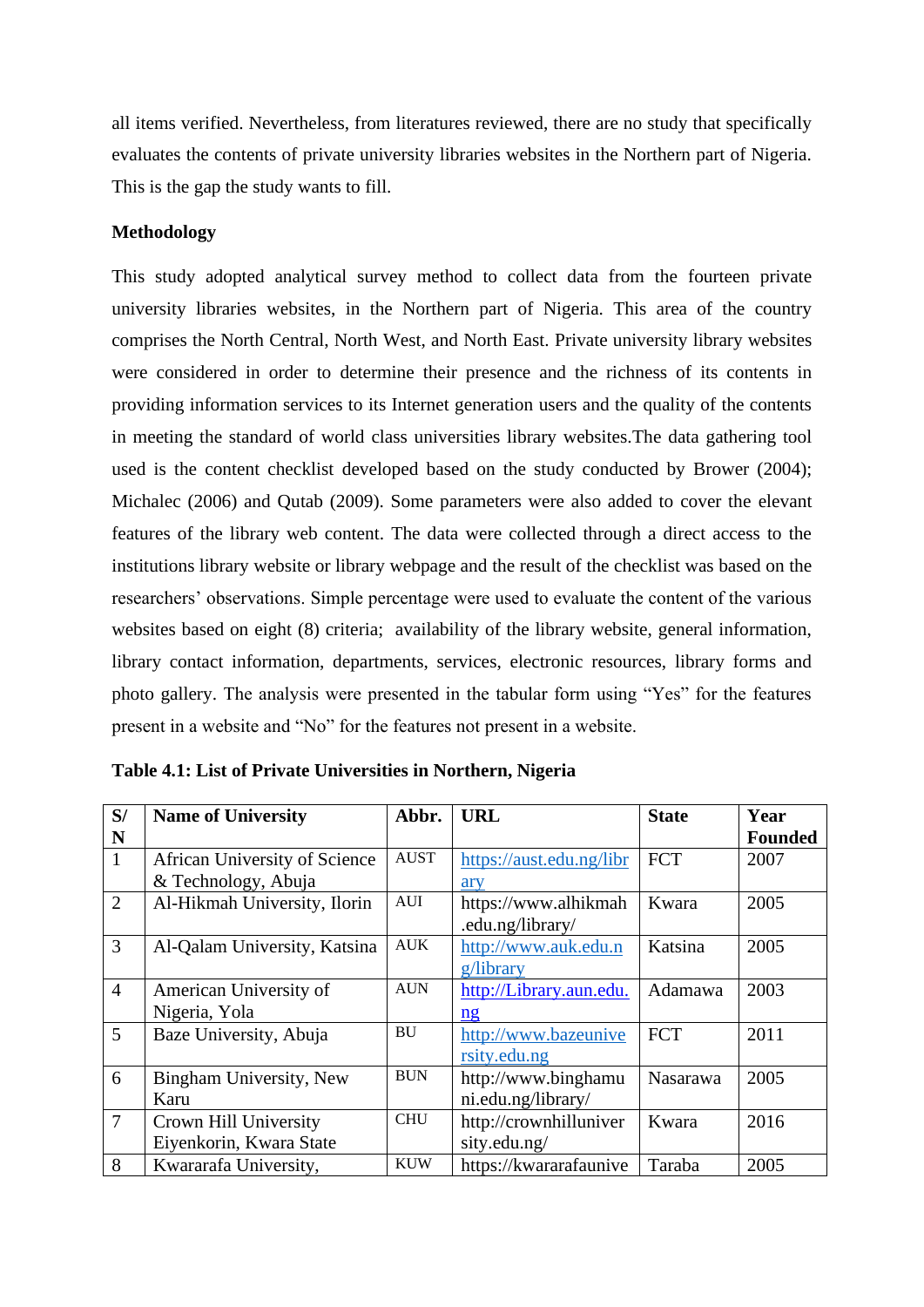all items verified. Nevertheless, from literatures reviewed, there are no study that specifically evaluates the contents of private university libraries websites in the Northern part of Nigeria. This is the gap the study wants to fill.

**Methodology**

This study adopted analytical survey method to collect data from the fourteen private university libraries websites, in the Northern part of Nigeria. This area of the country comprises the North Central, North West, and North East. Private university library websites were considered in order to determine their presence and the richness of its contents in providing information services to its Internet generation users and the quality of the contents in meeting the standard of world class universities library websites.The data gathering tool used is the content checklist developed based on the study conducted by Brower (2004); Michalec (2006) and Qutab (2009). Some parameters were also added to cover the elevant features of the library web content. The data were collected through a direct access to the institutions library website or library webpage and the result of the checklist was based on the researchers' observations. Simple percentage were used to evaluate the content of the various websites based on eight (8) criteria;  availability of the library website, general information, library contact information, departments, services, electronic resources, library forms and photo gallery. The analysis were presented in the tabular form using "Yes" for the features present in a website and "No" for the features not present in a website.

**Table 4.1: List of Private Universities in Northern, Nigeria**

| S/N | Name of University | Abbr. | URL | State | Year Founded |
|---|---|---|---|---|---|
| 1 | African University of Science & Technology, Abuja | AUST | https://aust.edu.ng/library | FCT | 2007 |
| 2 | Al-Hikmah University, Ilorin | AUI | https://www.alhikmah.edu.ng/library/ | Kwara | 2005 |
| 3 | Al-Qalam University, Katsina | AUK | http://www.auk.edu.ng/library | Katsina | 2005 |
| 4 | American University of Nigeria, Yola | AUN | http://Library.aun.edu.ng | Adamawa | 2003 |
| 5 | Baze University, Abuja | BU | http://www.bazeuniversity.edu.ng | FCT | 2011 |
| 6 | Bingham University, New Karu | BUN | http://www.binghamuni.edu.ng/library/ | Nasarawa | 2005 |
| 7 | Crown Hill University Eiyenkorin, Kwara State | CHU | http://crownhilluniversity.edu.ng/ | Kwara | 2016 |
| 8 | Kwararafa University, | KUW | https://kwararafaunive | Taraba | 2005 |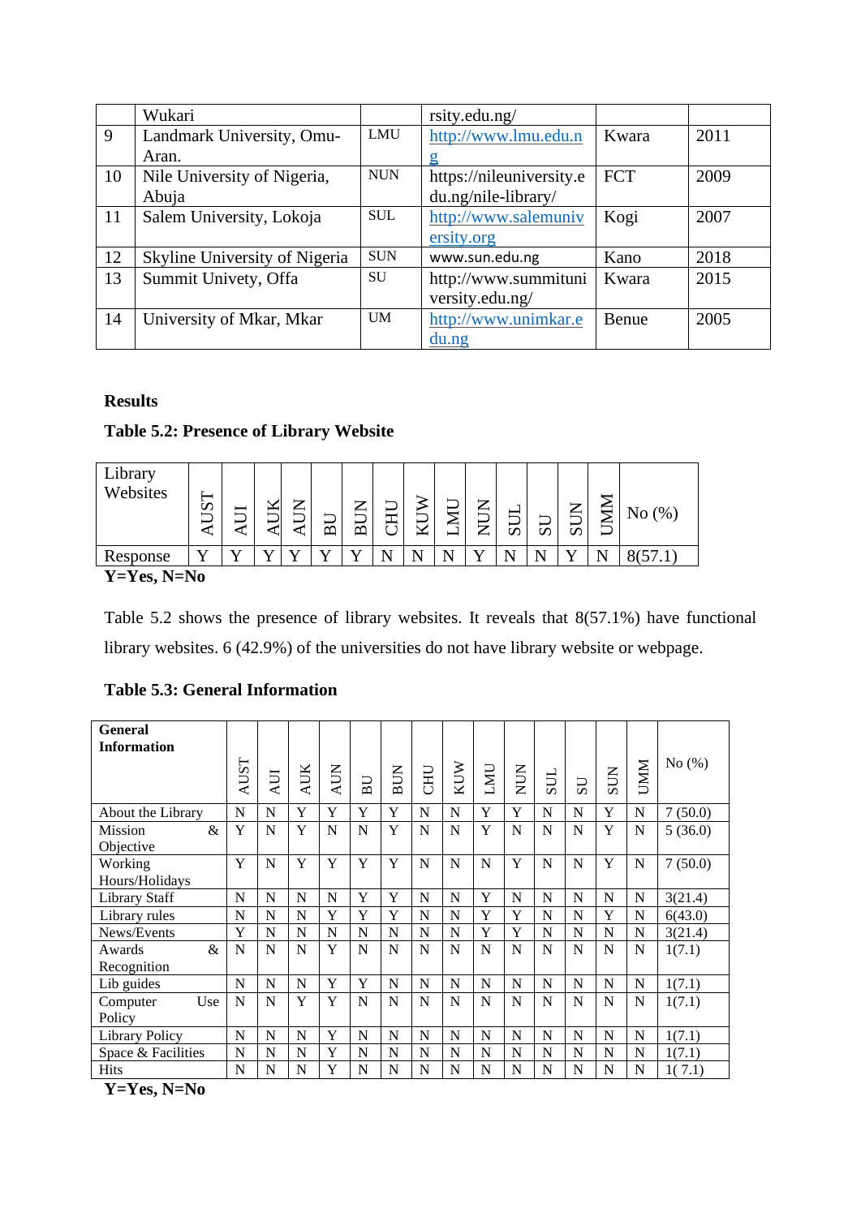|  | Wukari |  | rsity.edu.ng/ |  |  |
|---|---|---|---|---|---|
| 9 | Landmark University, Omu-Aran. | LMU | http://www.lmu.edu.ng | Kwara | 2011 |
| 10 | Nile University of Nigeria, Abuja | NUN | https://nileuniversity.edu.ng/nile-library/ | FCT | 2009 |
| 11 | Salem University, Lokoja | SUL | http://www.salemuniversity.org | Kogi | 2007 |
| 12 | Skyline University of Nigeria | SUN | www.sun.edu.ng | Kano | 2018 |
| 13 | Summit Univety, Offa | SU | http://www.summituniversity.edu.ng/ | Kwara | 2015 |
| 14 | University of Mkar, Mkar | UM | http://www.unimkar.edu.ng | Benue | 2005 |

**Results**

**Table 5.2: Presence of Library Website**

| Library Websites | AUST | AUI | AUK | AUN | BU | BUN | CHU | KUW | LMU | NUN | SUL | SU | SUN | UMM | No (%) |
|---|---|---|---|---|---|---|---|---|---|---|---|---|---|---|---|
| Response | Y | Y | Y | Y | Y | Y | N | N | N | Y | N | N | Y | N | 8(57.1) |

**Y=Yes, N=No**

Table 5.2 shows the presence of library websites. It reveals that 8(57.1%) have functional library websites. 6 (42.9%) of the universities do not have library website or webpage.

**Table 5.3: General Information**

| **General Information** | AUST | AUI | AUK | AUN | BU | BUN | CHU | KUW | LMU | NUN | SUL | SU | SUN | UMM | No (%) |
|---|---|---|---|---|---|---|---|---|---|---|---|---|---|---|---|
| About the Library | N | N | Y | Y | Y | Y | N | N | Y | Y | N | N | Y | N | 7 (50.0) |
| Mission & Objective | Y | N | Y | N | N | Y | N | N | Y | N | N | N | Y | N | 5 (36.0) |
| Working Hours/Holidays | Y | N | Y | Y | Y | Y | N | N | N | Y | N | N | Y | N | 7 (50.0) |
| Library Staff | N | N | N | N | Y | Y | N | N | Y | N | N | N | N | N | 3(21.4) |
| Library rules | N | N | N | Y | Y | Y | N | N | Y | Y | N | N | Y | N | 6(43.0) |
| News/Events | Y | N | N | N | N | N | N | N | Y | Y | N | N | N | N | 3(21.4) |
| Awards & Recognition | N | N | N | Y | N | N | N | N | N | N | N | N | N | N | 1(7.1) |
| Lib guides | N | N | N | Y | Y | N | N | N | N | N | N | N | N | N | 1(7.1) |
| Computer Use Policy | N | N | Y | Y | N | N | N | N | N | N | N | N | N | N | 1(7.1) |
| Library Policy | N | N | N | Y | N | N | N | N | N | N | N | N | N | N | 1(7.1) |
| Space & Facilities | N | N | N | Y | N | N | N | N | N | N | N | N | N | N | 1(7.1) |
| Hits | N | N | N | Y | N | N | N | N | N | N | N | N | N | N | 1( 7.1) |

**Y=Yes, N=No**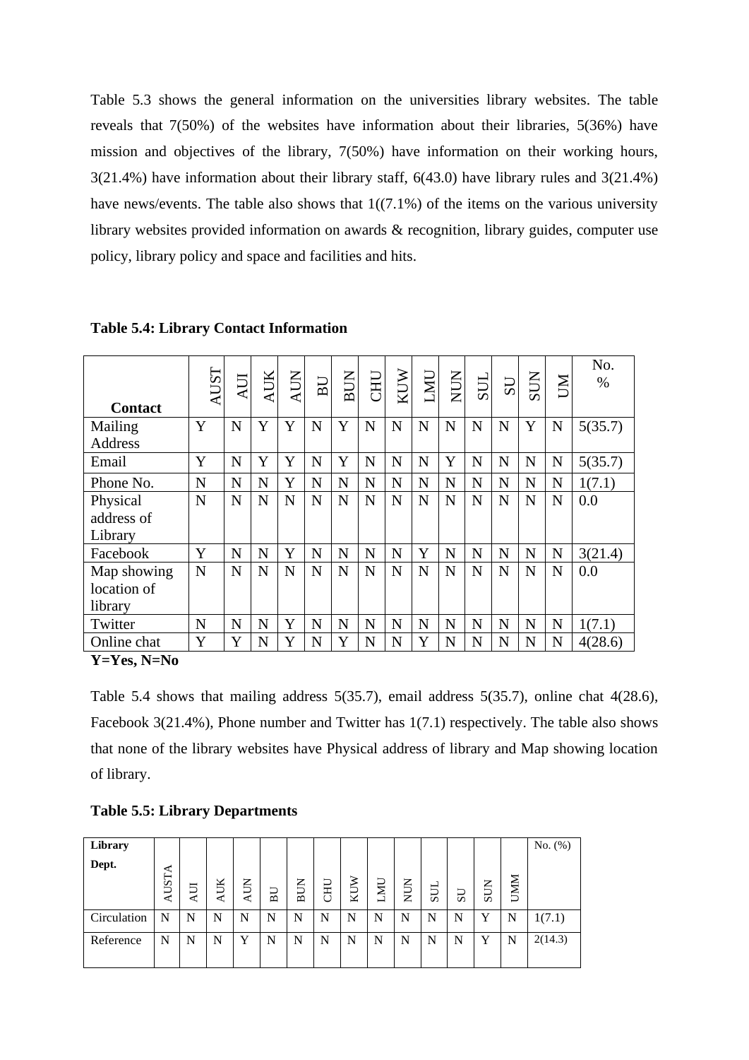Table 5.3 shows the general information on the universities library websites. The table reveals that 7(50%) of the websites have information about their libraries, 5(36%) have mission and objectives of the library, 7(50%) have information on their working hours, 3(21.4%) have information about their library staff, 6(43.0) have library rules and 3(21.4%) have news/events. The table also shows that 1((7.1%) of the items on the various university library websites provided information on awards & recognition, library guides, computer use policy, library policy and space and facilities and hits.

**Table 5.4: Library Contact Information**

| Contact | AUST | AUI | AUK | AUN | BU | BUN | CHU | KUW | LMU | NUN | SUL | SU | SUN | UM | No. % |
|---|---|---|---|---|---|---|---|---|---|---|---|---|---|---|---|
| Mailing Address | Y | N | Y | Y | N | Y | N | N | N | N | N | N | Y | N | 5(35.7) |
| Email | Y | N | Y | Y | N | Y | N | N | N | Y | N | N | N | N | 5(35.7) |
| Phone No. | N | N | N | Y | N | N | N | N | N | N | N | N | N | N | 1(7.1) |
| Physical address of Library | N | N | N | N | N | N | N | N | N | N | N | N | N | N | 0.0 |
| Facebook | Y | N | N | Y | N | N | N | N | Y | N | N | N | N | N | 3(21.4) |
| Map showing location of library | N | N | N | N | N | N | N | N | N | N | N | N | N | N | 0.0 |
| Twitter | N | N | N | Y | N | N | N | N | N | N | N | N | N | N | 1(7.1) |
| Online chat | Y | Y | N | Y | N | Y | N | N | Y | N | N | N | N | N | 4(28.6) |

**Y=Yes, N=No**

Table 5.4 shows that mailing address 5(35.7), email address 5(35.7), online chat 4(28.6), Facebook 3(21.4%), Phone number and Twitter has 1(7.1) respectively. The table also shows that none of the library websites have Physical address of library and Map showing location of library.

**Table 5.5: Library Departments**

| Library Dept. | AUSTA | AUI | AUK | AUN | BU | BUN | CHU | KUW | LMU | NUN | SUL | SU | SUN | UMM | No. (%) |
|---|---|---|---|---|---|---|---|---|---|---|---|---|---|---|---|
| Circulation | N | N | N | N | N | N | N | N | N | N | N | N | Y | N | 1(7.1) |
| Reference | N | N | N | Y | N | N | N | N | N | N | N | N | Y | N | 2(14.3) |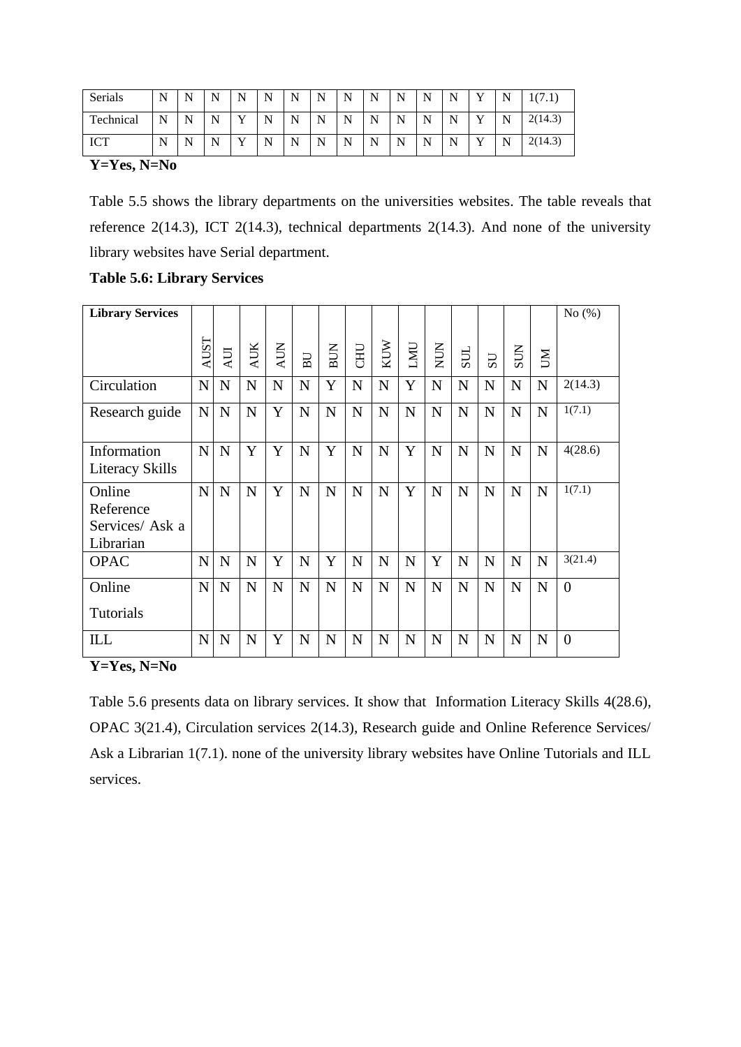| Serials | N | N | N | N | N | N | N | N | N | N | N | N | Y | N | 1(7.1) |
|---|---|---|---|---|---|---|---|---|---|---|---|---|---|---|---|
| Technical | N | N | N | Y | N | N | N | N | N | N | N | N | Y | N | 2(14.3) |
| ICT | N | N | N | Y | N | N | N | N | N | N | N | N | Y | N | 2(14.3) |

**Y=Yes, N=No**

Table 5.5 shows the library departments on the universities websites. The table reveals that reference 2(14.3), ICT 2(14.3), technical departments 2(14.3). And none of the university library websites have Serial department.

**Table 5.6: Library Services**

| Library Services | AUST | AUI | AUK | AUN | BU | BUN | CHU | KUW | LMU | NUN | SUL | SU | SUN | UM | No (%) |
|---|---|---|---|---|---|---|---|---|---|---|---|---|---|---|---|
| Circulation | N | N | N | N | N | Y | N | N | Y | N | N | N | N | N | 2(14.3) |
| Research guide | N | N | N | Y | N | N | N | N | N | N | N | N | N | N | 1(7.1) |
| Information Literacy Skills | N | N | Y | Y | N | Y | N | N | Y | N | N | N | N | N | 4(28.6) |
| Online Reference Services/ Ask a Librarian | N | N | N | Y | N | N | N | N | Y | N | N | N | N | N | 1(7.1) |
| OPAC | N | N | N | Y | N | Y | N | N | N | Y | N | N | N | N | 3(21.4) |
| Online Tutorials | N | N | N | N | N | N | N | N | N | N | N | N | N | N | 0 |
| ILL | N | N | N | Y | N | N | N | N | N | N | N | N | N | N | 0 |

**Y=Yes, N=No**

Table 5.6 presents data on library services. It show that Information Literacy Skills 4(28.6), OPAC 3(21.4), Circulation services 2(14.3), Research guide and Online Reference Services/ Ask a Librarian 1(7.1). none of the university library websites have Online Tutorials and ILL services.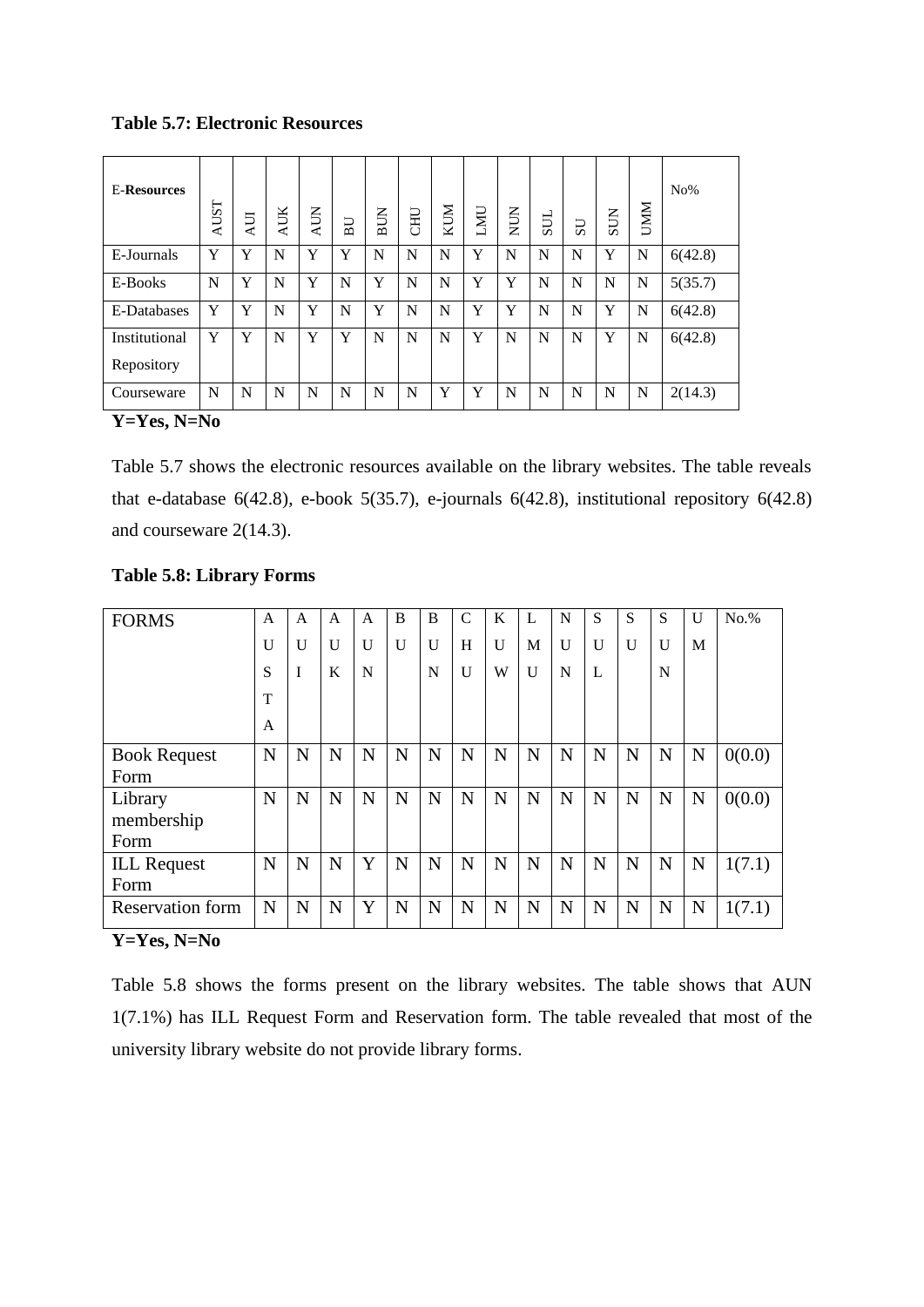**Table 5.7: Electronic Resources**

| E-Resources | AUST | AUI | AUK | AUN | BU | BUN | CHU | KUM | LMU | NUN | SUL | SU | SUN | UMM | No% |
|---|---|---|---|---|---|---|---|---|---|---|---|---|---|---|---|
| E-Journals | Y | Y | N | Y | Y | N | N | N | Y | N | N | N | Y | N | 6(42.8) |
| E-Books | N | Y | N | Y | N | Y | N | N | Y | Y | N | N | N | N | 5(35.7) |
| E-Databases | Y | Y | N | Y | N | Y | N | N | Y | Y | N | N | Y | N | 6(42.8) |
| Institutional Repository | Y | Y | N | Y | Y | N | N | N | Y | N | N | N | Y | N | 6(42.8) |
| Courseware | N | N | N | N | N | N | N | Y | Y | N | N | N | N | N | 2(14.3) |

**Y=Yes, N=No**

Table 5.7 shows the electronic resources available on the library websites. The table reveals that e-database 6(42.8), e-book 5(35.7), e-journals 6(42.8), institutional repository 6(42.8) and courseware 2(14.3).

**Table 5.8: Library Forms**

| FORMS | AUSTA | AUI | AUK | AUN | BU | BUN | CHU | KUW | LMU | NUN | SUL | SU | SUN | UM | No.% |
|---|---|---|---|---|---|---|---|---|---|---|---|---|---|---|---|
| Book Request Form | N | N | N | N | N | N | N | N | N | N | N | N | N | N | 0(0.0) |
| Library membership Form | N | N | N | N | N | N | N | N | N | N | N | N | N | N | 0(0.0) |
| ILL Request Form | N | N | N | Y | N | N | N | N | N | N | N | N | N | N | 1(7.1) |
| Reservation form | N | N | N | Y | N | N | N | N | N | N | N | N | N | N | 1(7.1) |

**Y=Yes, N=No**

Table 5.8 shows the forms present on the library websites. The table shows that AUN 1(7.1%) has ILL Request Form and Reservation form. The table revealed that most of the university library website do not provide library forms.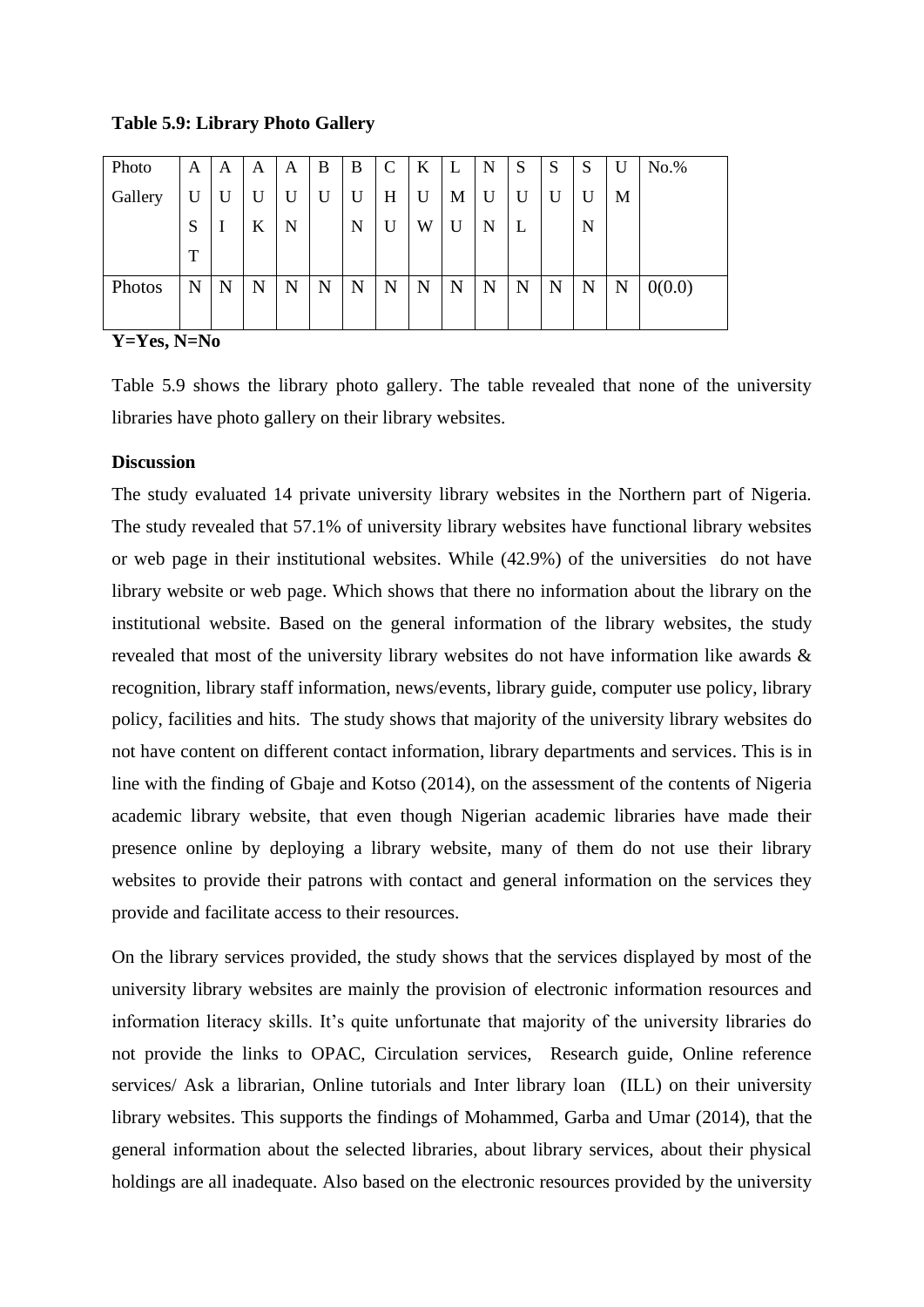**Table 5.9: Library Photo Gallery**

| Photo Gallery | AUST | AUI | AUK | AUN | BU | BUN | CHU | KUW | LMU | NUN | SUL | SU | SUN | UM | No.% |
|---|---|---|---|---|---|---|---|---|---|---|---|---|---|---|---|
| Photos | N | N | N | N | N | N | N | N | N | N | N | N | N | N | 0(0.0) |

**Y=Yes, N=No**

Table 5.9 shows the library photo gallery. The table revealed that none of the university libraries have photo gallery on their library websites.

**Discussion**

The study evaluated 14 private university library websites in the Northern part of Nigeria. The study revealed that 57.1% of university library websites have functional library websites or web page in their institutional websites. While (42.9%) of the universities do not have library website or web page. Which shows that there no information about the library on the institutional website. Based on the general information of the library websites, the study revealed that most of the university library websites do not have information like awards & recognition, library staff information, news/events, library guide, computer use policy, library policy, facilities and hits. The study shows that majority of the university library websites do not have content on different contact information, library departments and services. This is in line with the finding of Gbaje and Kotso (2014), on the assessment of the contents of Nigeria academic library website, that even though Nigerian academic libraries have made their presence online by deploying a library website, many of them do not use their library websites to provide their patrons with contact and general information on the services they provide and facilitate access to their resources.

On the library services provided, the study shows that the services displayed by most of the university library websites are mainly the provision of electronic information resources and information literacy skills. It's quite unfortunate that majority of the university libraries do not provide the links to OPAC, Circulation services, Research guide, Online reference services/ Ask a librarian, Online tutorials and Inter library loan (ILL) on their university library websites. This supports the findings of Mohammed, Garba and Umar (2014), that the general information about the selected libraries, about library services, about their physical holdings are all inadequate. Also based on the electronic resources provided by the university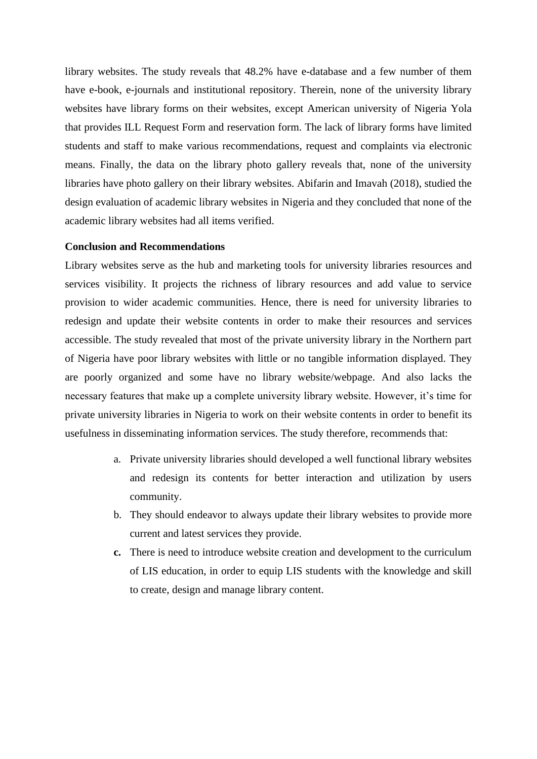library websites. The study reveals that 48.2% have e-database and a few number of them have e-book, e-journals and institutional repository. Therein, none of the university library websites have library forms on their websites, except American university of Nigeria Yola that provides ILL Request Form and reservation form. The lack of library forms have limited students and staff to make various recommendations, request and complaints via electronic means. Finally, the data on the library photo gallery reveals that, none of the university libraries have photo gallery on their library websites. Abifarin and Imavah (2018), studied the design evaluation of academic library websites in Nigeria and they concluded that none of the academic library websites had all items verified.

**Conclusion and Recommendations**

Library websites serve as the hub and marketing tools for university libraries resources and services visibility. It projects the richness of library resources and add value to service provision to wider academic communities. Hence, there is need for university libraries to redesign and update their website contents in order to make their resources and services accessible. The study revealed that most of the private university library in the Northern part of Nigeria have poor library websites with little or no tangible information displayed. They are poorly organized and some have no library website/webpage. And also lacks the necessary features that make up a complete university library website. However, it's time for private university libraries in Nigeria to work on their website contents in order to benefit its usefulness in disseminating information services. The study therefore, recommends that:

a. Private university libraries should developed a well functional library websites and redesign its contents for better interaction and utilization by users community.
b. They should endeavor to always update their library websites to provide more current and latest services they provide.
c. There is need to introduce website creation and development to the curriculum of LIS education, in order to equip LIS students with the knowledge and skill to create, design and manage library content.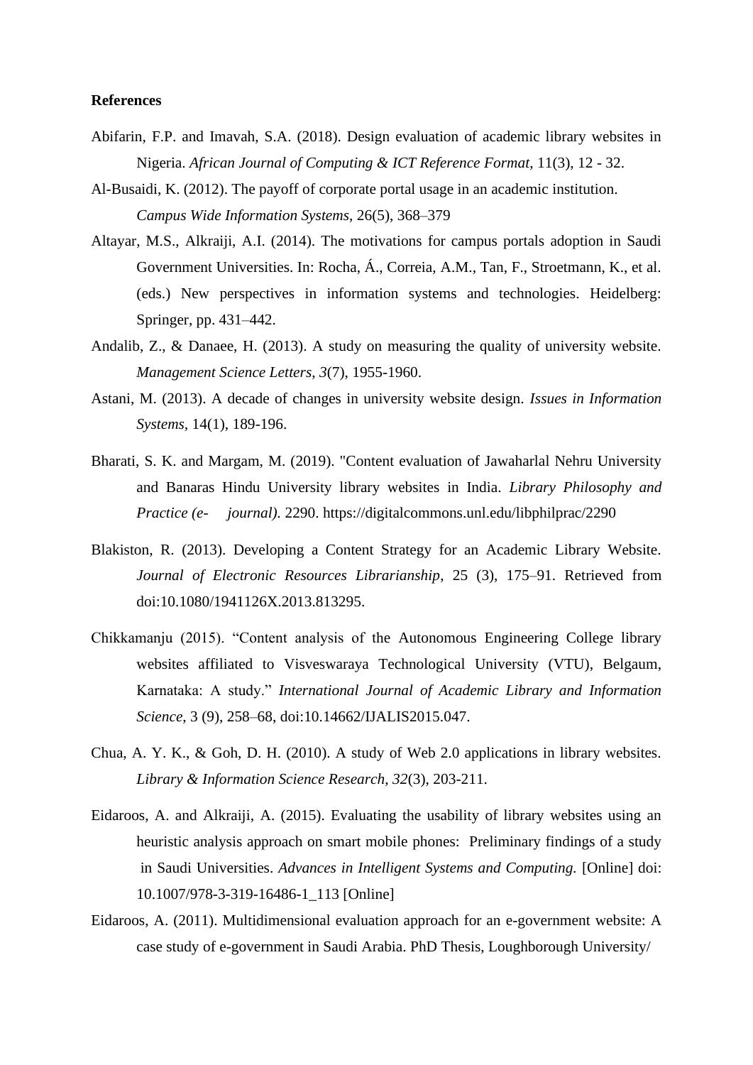**References**

Abifarin, F.P. and Imavah, S.A. (2018). Design evaluation of academic library websites in Nigeria. *African Journal of Computing & ICT Reference Format*, 11(3), 12 - 32.

Al-Busaidi, K. (2012). The payoff of corporate portal usage in an academic institution. *Campus Wide Information Systems*, 26(5), 368–379

Altayar, M.S., Alkraiji, A.I. (2014). The motivations for campus portals adoption in Saudi Government Universities. In: Rocha, Á., Correia, A.M., Tan, F., Stroetmann, K., et al. (eds.) New perspectives in information systems and technologies. Heidelberg: Springer, pp. 431–442.

Andalib, Z., & Danaee, H. (2013). A study on measuring the quality of university website. *Management Science Letters*, *3*(7), 1955-1960.

Astani, M. (2013). A decade of changes in university website design. *Issues in Information Systems*, 14(1), 189-196.

Bharati, S. K. and Margam, M. (2019). "Content evaluation of Jawaharlal Nehru University and Banaras Hindu University library websites in India. *Library Philosophy and Practice (e- journal)*. 2290. https://digitalcommons.unl.edu/libphilprac/2290

Blakiston, R. (2013). Developing a Content Strategy for an Academic Library Website. *Journal of Electronic Resources Librarianship*, 25 (3), 175–91. Retrieved from doi:10.1080/1941126X.2013.813295.

Chikkamanju (2015). "Content analysis of the Autonomous Engineering College library websites affiliated to Visveswaraya Technological University (VTU), Belgaum, Karnataka: A study." *International Journal of Academic Library and Information Science*, 3 (9), 258–68, doi:10.14662/IJALIS2015.047.

Chua, A. Y. K., & Goh, D. H. (2010). A study of Web 2.0 applications in library websites. *Library & Information Science Research*, *32*(3), 203-211.

Eidaroos, A. and Alkraiji, A. (2015). Evaluating the usability of library websites using an heuristic analysis approach on smart mobile phones: Preliminary findings of a study in Saudi Universities. *Advances in Intelligent Systems and Computing.* [Online] doi: 10.1007/978-3-319-16486-1_113 [Online]

Eidaroos, A. (2011). Multidimensional evaluation approach for an e-government website: A case study of e-government in Saudi Arabia. PhD Thesis, Loughborough University/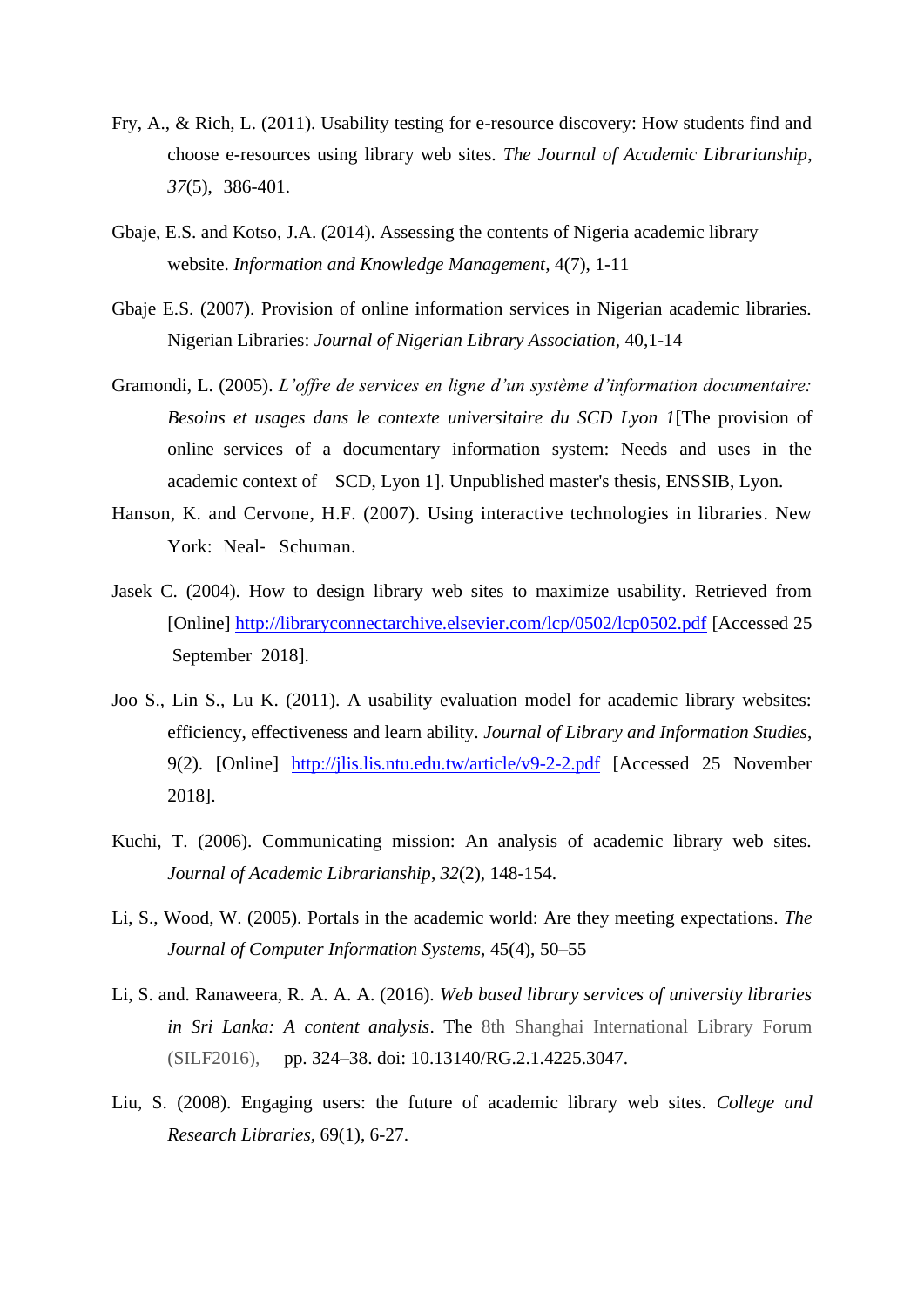Fry, A., & Rich, L. (2011). Usability testing for e-resource discovery: How students find and choose e-resources using library web sites. *The Journal of Academic Librarianship*, *37*(5), 386-401.

Gbaje, E.S. and Kotso, J.A. (2014). Assessing the contents of Nigeria academic library website. *Information and Knowledge Management*, 4(7), 1-11

Gbaje E.S. (2007). Provision of online information services in Nigerian academic libraries. Nigerian Libraries: *Journal of Nigerian Library Association*, 40,1-14

Gramondi, L. (2005). *L'offre de services en ligne d'un système d'information documentaire: Besoins et usages dans le contexte universitaire du SCD Lyon 1*[The provision of online services of a documentary information system: Needs and uses in the academic context of SCD, Lyon 1]. Unpublished master's thesis, ENSSIB, Lyon.

Hanson, K. and Cervone, H.F. (2007). Using interactive technologies in libraries. New York: Neal- Schuman.

Jasek C. (2004). How to design library web sites to maximize usability. Retrieved from [Online] http://libraryconnectarchive.elsevier.com/lcp/0502/lcp0502.pdf [Accessed 25 September 2018].

Joo S., Lin S., Lu K. (2011). A usability evaluation model for academic library websites: efficiency, effectiveness and learn ability. *Journal of Library and Information Studies*, 9(2). [Online] http://jlis.lis.ntu.edu.tw/article/v9-2-2.pdf [Accessed 25 November 2018].

Kuchi, T. (2006). Communicating mission: An analysis of academic library web sites. *Journal of Academic Librarianship*, *32*(2), 148-154.

Li, S., Wood, W. (2005). Portals in the academic world: Are they meeting expectations. *The Journal of Computer Information Systems*, 45(4), 50–55

Li, S. and. Ranaweera, R. A. A. A. (2016). *Web based library services of university libraries in Sri Lanka: A content analysis*. The 8th Shanghai International Library Forum (SILF2016), pp. 324–38. doi: 10.13140/RG.2.1.4225.3047.

Liu, S. (2008). Engaging users: the future of academic library web sites. *College and Research Libraries*, 69(1), 6-27.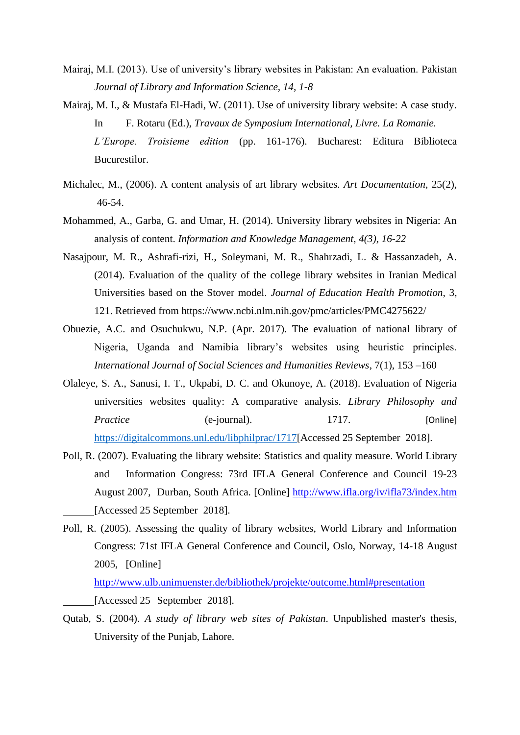Mairaj, M.I. (2013). Use of university's library websites in Pakistan: An evaluation. Pakistan *Journal of Library and Information Science, 14, 1-8*

Mairaj, M. I., & Mustafa El-Hadi, W. (2011). Use of university library website: A case study. In F. Rotaru (Ed.), *Travaux de Symposium International, Livre. La Romanie. L'Europe. Troisieme edition* (pp. 161-176). Bucharest: Editura Biblioteca Bucurestilor.

Michalec, M., (2006). A content analysis of art library websites. *Art Documentation*, 25(2), 46-54.

Mohammed, A., Garba, G. and Umar, H. (2014). University library websites in Nigeria: An analysis of content. *Information and Knowledge Management, 4(3), 16-22*

Nasajpour, M. R., Ashrafi-rizi, H., Soleymani, M. R., Shahrzadi, L. & Hassanzadeh, A. (2014). Evaluation of the quality of the college library websites in Iranian Medical Universities based on the Stover model. *Journal of Education Health Promotion*, 3, 121. Retrieved from https://www.ncbi.nlm.nih.gov/pmc/articles/PMC4275622/

Obuezie, A.C. and Osuchukwu, N.P. (Apr. 2017). The evaluation of national library of Nigeria, Uganda and Namibia library's websites using heuristic principles. *International Journal of Social Sciences and Humanities Reviews*, 7(1), 153 –160

Olaleye, S. A., Sanusi, I. T., Ukpabi, D. C. and Okunoye, A. (2018). Evaluation of Nigeria universities websites quality: A comparative analysis. *Library Philosophy and Practice* (e-journal). 1717. [Online] https://digitalcommons.unl.edu/libphilprac/1717[Accessed 25 September 2018].

Poll, R. (2007). Evaluating the library website: Statistics and quality measure. World Library and Information Congress: 73rd IFLA General Conference and Council 19-23 August 2007, Durban, South Africa. [Online] http://www.ifla.org/iv/ifla73/index.htm ______[Accessed 25 September 2018].

Poll, R. (2005). Assessing the quality of library websites, World Library and Information Congress: 71st IFLA General Conference and Council, Oslo, Norway, 14-18 August 2005, [Online] http://www.ulb.unimuenster.de/bibliothek/projekte/outcome.html#presentation ______[Accessed 25 September 2018].

Qutab, S. (2004). *A study of library web sites of Pakistan*. Unpublished master's thesis, University of the Punjab, Lahore.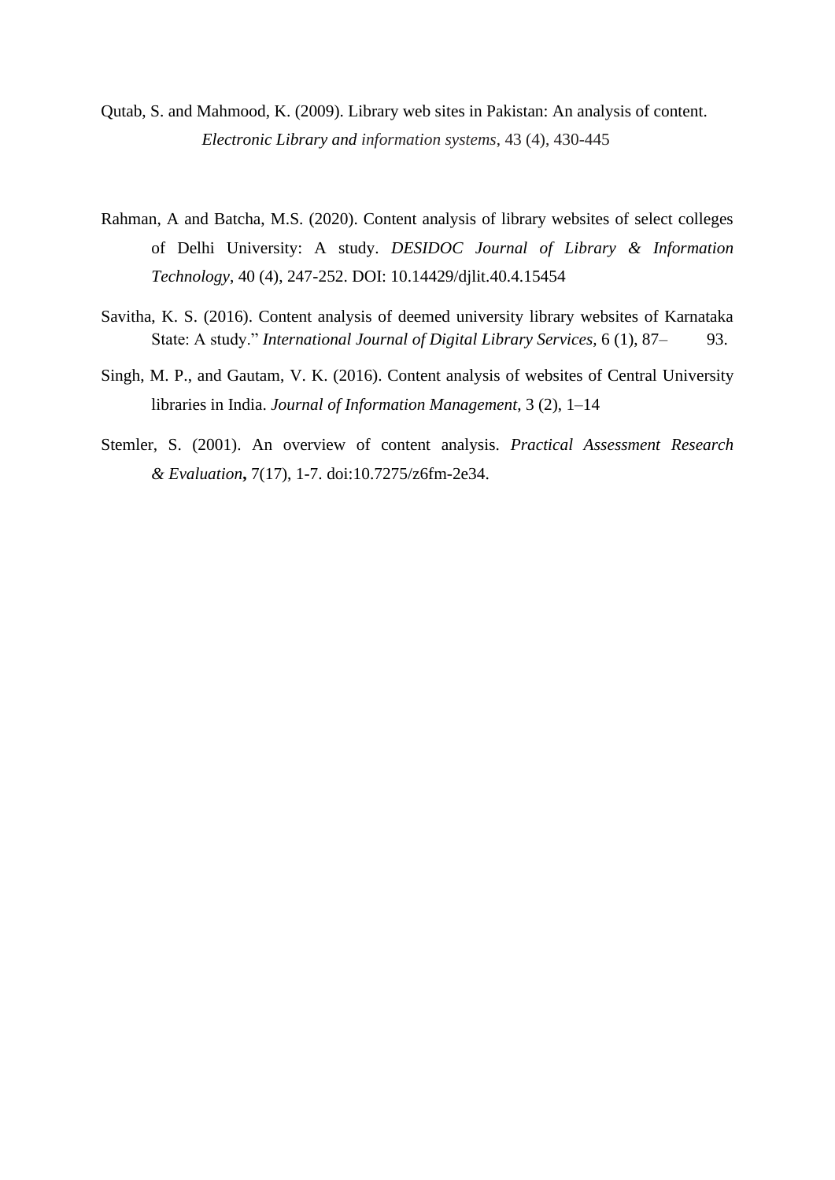Qutab, S. and Mahmood, K. (2009). Library web sites in Pakistan: An analysis of content. *Electronic Library and information systems*, 43 (4), 430-445

Rahman, A and Batcha, M.S. (2020). Content analysis of library websites of select colleges of Delhi University: A study. *DESIDOC Journal of Library & Information Technology*, 40 (4), 247-252. DOI: 10.14429/djlit.40.4.15454

Savitha, K. S. (2016). Content analysis of deemed university library websites of Karnataka State: A study." *International Journal of Digital Library Services*, 6 (1), 87– 93.

Singh, M. P., and Gautam, V. K. (2016). Content analysis of websites of Central University libraries in India. *Journal of Information Management*, 3 (2), 1–14

Stemler, S. (2001). An overview of content analysis. *Practical Assessment Research & Evaluation*, 7(17), 1-7. doi:10.7275/z6fm-2e34.